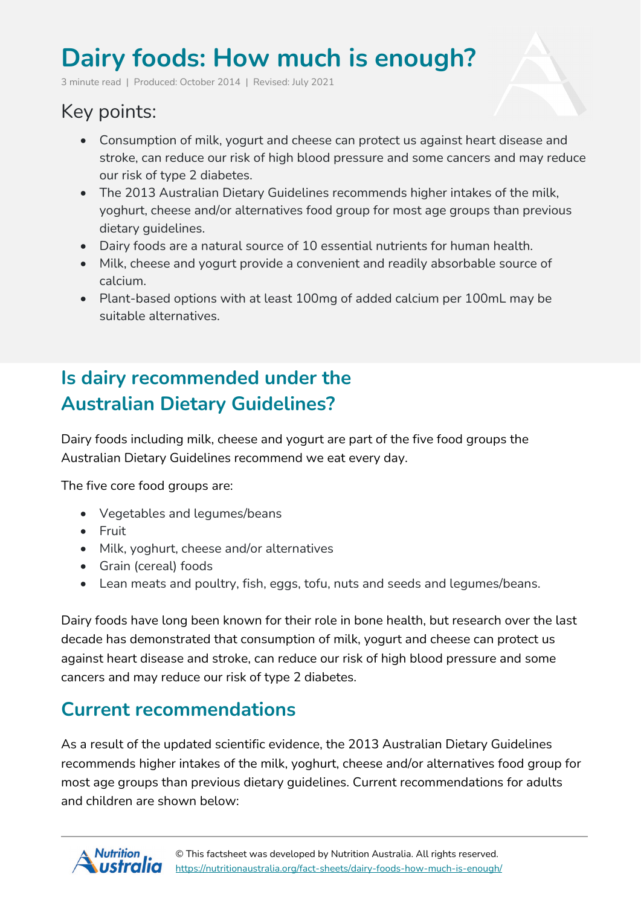# Dairy foods: How much is enough?

3 minute read | Produced: October 2014 | Revised: July 2021

## Key points:

- Consumption of milk, yogurt and cheese can protect us against heart disease and stroke, can reduce our risk of high blood pressure and some cancers and may reduce our risk of type 2 diabetes.
- The 2013 Australian Dietary Guidelines recommends higher intakes of the milk, yoghurt, cheese and/or alternatives food group for most age groups than previous dietary guidelines.
- Dairy foods are a natural source of 10 essential nutrients for human health.
- Milk, cheese and yogurt provide a convenient and readily absorbable source of calcium.
- Plant-based options with at least 100mg of added calcium per 100mL may be suitable alternatives.

## Is dairy recommended under the Australian Dietary Guidelines?

Dairy foods including milk, cheese and yogurt are part of the five food groups the Australian Dietary Guidelines recommend we eat every day.

The five core food groups are:

- Vegetables and legumes/beans
- Fruit
- Milk, yoghurt, cheese and/or alternatives
- Grain (cereal) foods
- Lean meats and poultry, fish, eggs, tofu, nuts and seeds and legumes/beans.

Dairy foods have long been known for their role in bone health, but research over the last decade has demonstrated that consumption of milk, yogurt and cheese can protect us against heart disease and stroke, can reduce our risk of high blood pressure and some cancers and may reduce our risk of type 2 diabetes.

## Current recommendations

As a result of the updated scientific evidence, the 2013 Australian Dietary Guidelines recommends higher intakes of the milk, yoghurt, cheese and/or alternatives food group for most age groups than previous dietary guidelines. Current recommendations for adults and children are shown below: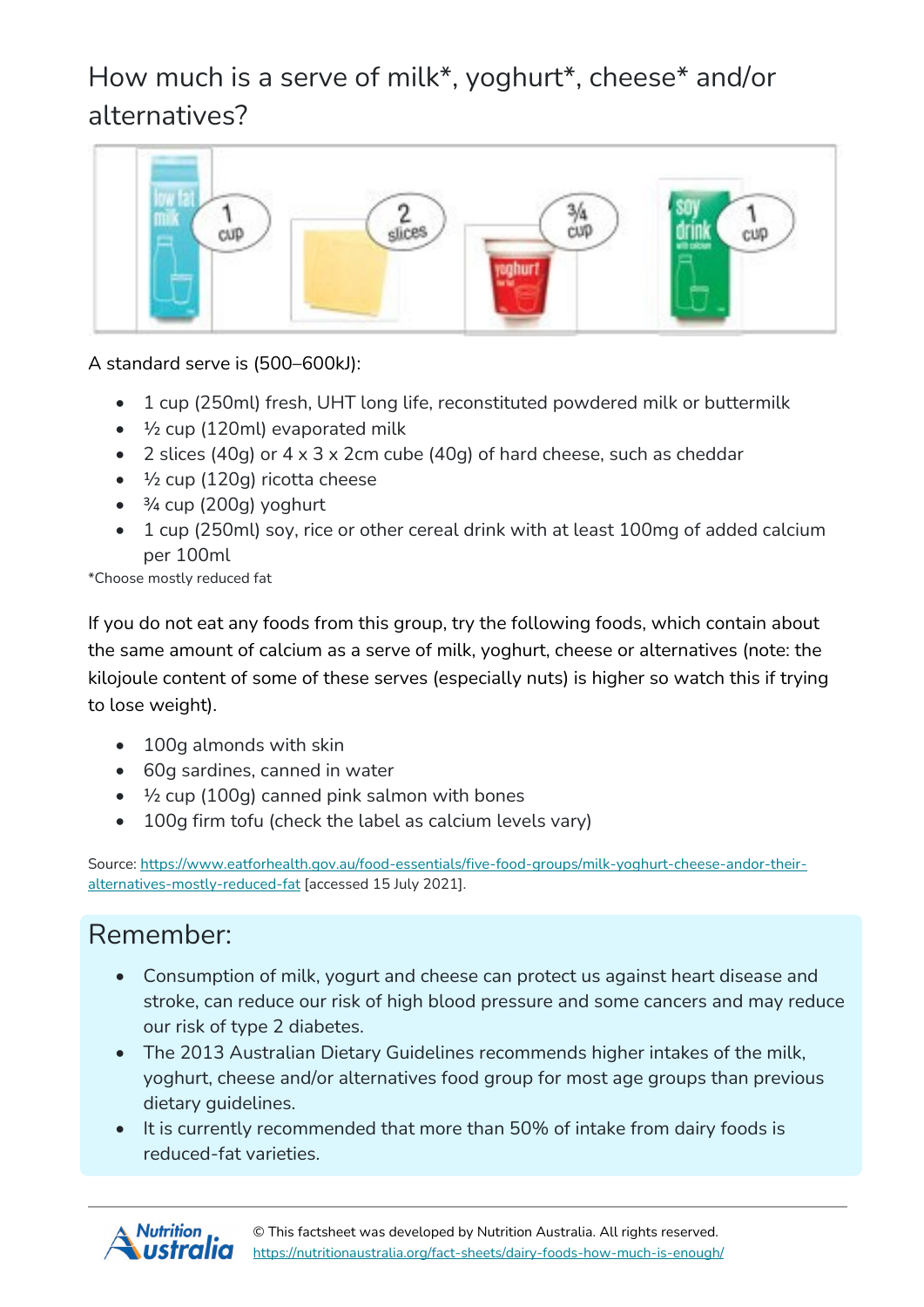## How much is a serve of milk*, yoghurt*, cheese* and/or alternatives?

A standard serve is (500–600kJ):

- 1 cup (250ml) fresh, UHT long life, reconstituted powdered milk or buttermilk
- ½ cup (120ml) evaporated milk
- 2 slices (40g) or 4 x 3 x 2cm cube (40g) of hard cheese, such as cheddar
- ½ cup (120g) ricotta cheese
- ¾ cup (200g) yoghurt
- 1 cup (250ml) soy, rice or other cereal drink with at least 100mg of added calcium per 100ml

*Choose mostly reduced fat

If you do not eat any foods from this group, try the following foods, which contain about the same amount of calcium as a serve of milk, yoghurt, cheese or alternatives (note: the kilojoule content of some of these serves (especially nuts) is higher so watch this if trying to lose weight).

- 100g almonds with skin
- 60g sardines, canned in water
- ½ cup (100g) canned pink salmon with bones
- 100g firm tofu (check the label as calcium levels vary)

Source: https://www.eatforhealth.gov.au/food-essentials/five-food-groups/milk-yoghurt-cheese-andor-their-alternatives-mostly-reduced-fat [accessed 15 July 2021].

## Remember:

- Consumption of milk, yogurt and cheese can protect us against heart disease and stroke, can reduce our risk of high blood pressure and some cancers and may reduce our risk of type 2 diabetes.
- The 2013 Australian Dietary Guidelines recommends higher intakes of the milk, yoghurt, cheese and/or alternatives food group for most age groups than previous dietary guidelines.
- It is currently recommended that more than 50% of intake from dairy foods is reduced-fat varieties.

© This factsheet was developed by Nutrition Australia. All rights reserved.
https://nutritionaustralia.org/fact-sheets/dairy-foods-how-much-is-enough/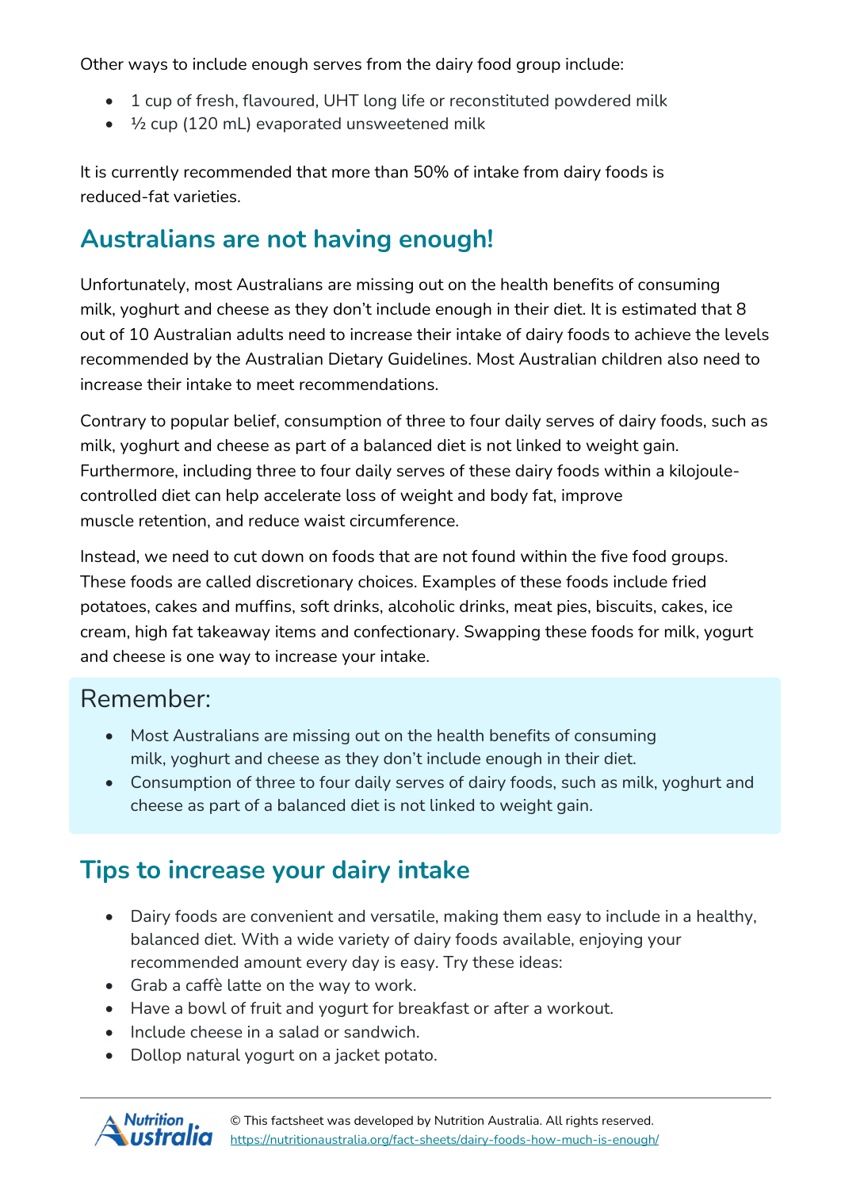Other ways to include enough serves from the dairy food group include:

- 1 cup of fresh, flavoured, UHT long life or reconstituted powdered milk
- ½ cup (120 mL) evaporated unsweetened milk

It is currently recommended that more than 50% of intake from dairy foods is reduced-fat varieties.

## Australians are not having enough!

Unfortunately, most Australians are missing out on the health benefits of consuming milk, yoghurt and cheese as they don't include enough in their diet. It is estimated that 8 out of 10 Australian adults need to increase their intake of dairy foods to achieve the levels recommended by the Australian Dietary Guidelines. Most Australian children also need to increase their intake to meet recommendations.

Contrary to popular belief, consumption of three to four daily serves of dairy foods, such as milk, yoghurt and cheese as part of a balanced diet is not linked to weight gain. Furthermore, including three to four daily serves of these dairy foods within a kilojoule-controlled diet can help accelerate loss of weight and body fat, improve muscle retention, and reduce waist circumference.

Instead, we need to cut down on foods that are not found within the five food groups. These foods are called discretionary choices. Examples of these foods include fried potatoes, cakes and muffins, soft drinks, alcoholic drinks, meat pies, biscuits, cakes, ice cream, high fat takeaway items and confectionary. Swapping these foods for milk, yogurt and cheese is one way to increase your intake.

### Remember:

- Most Australians are missing out on the health benefits of consuming milk, yoghurt and cheese as they don't include enough in their diet.
- Consumption of three to four daily serves of dairy foods, such as milk, yoghurt and cheese as part of a balanced diet is not linked to weight gain.

## Tips to increase your dairy intake

- Dairy foods are convenient and versatile, making them easy to include in a healthy, balanced diet. With a wide variety of dairy foods available, enjoying your recommended amount every day is easy. Try these ideas:
- Grab a caffè latte on the way to work.
- Have a bowl of fruit and yogurt for breakfast or after a workout.
- Include cheese in a salad or sandwich.
- Dollop natural yogurt on a jacket potato.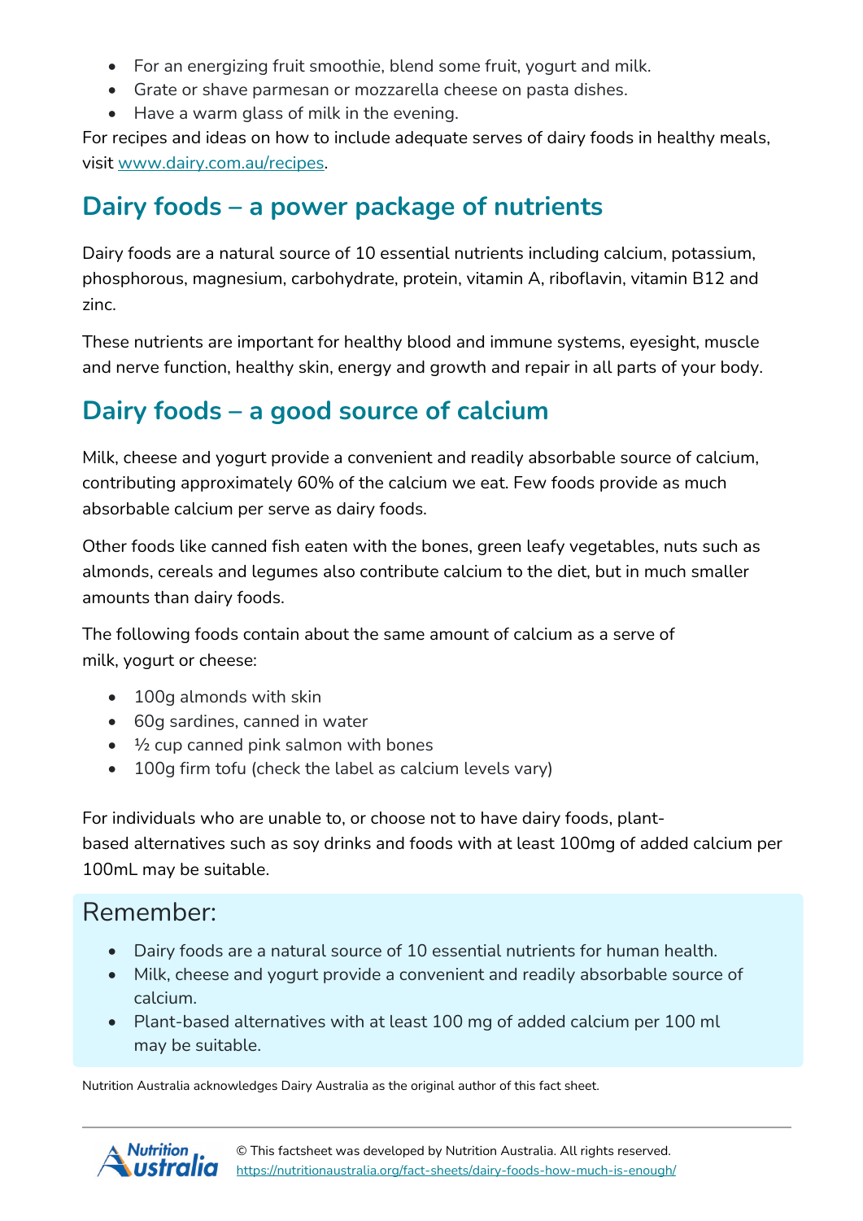- For an energizing fruit smoothie, blend some fruit, yogurt and milk.
- Grate or shave parmesan or mozzarella cheese on pasta dishes.
- Have a warm glass of milk in the evening.

For recipes and ideas on how to include adequate serves of dairy foods in healthy meals, visit www.dairy.com.au/recipes.

## Dairy foods – a power package of nutrients

Dairy foods are a natural source of 10 essential nutrients including calcium, potassium, phosphorous, magnesium, carbohydrate, protein, vitamin A, riboflavin, vitamin B12 and zinc.

These nutrients are important for healthy blood and immune systems, eyesight, muscle and nerve function, healthy skin, energy and growth and repair in all parts of your body.

## Dairy foods – a good source of calcium

Milk, cheese and yogurt provide a convenient and readily absorbable source of calcium, contributing approximately 60% of the calcium we eat. Few foods provide as much absorbable calcium per serve as dairy foods.

Other foods like canned fish eaten with the bones, green leafy vegetables, nuts such as almonds, cereals and legumes also contribute calcium to the diet, but in much smaller amounts than dairy foods.

The following foods contain about the same amount of calcium as a serve of milk, yogurt or cheese:

- 100g almonds with skin
- 60g sardines, canned in water
- ½ cup canned pink salmon with bones
- 100g firm tofu (check the label as calcium levels vary)

For individuals who are unable to, or choose not to have dairy foods, plant-based alternatives such as soy drinks and foods with at least 100mg of added calcium per 100mL may be suitable.

### Remember:

- Dairy foods are a natural source of 10 essential nutrients for human health.
- Milk, cheese and yogurt provide a convenient and readily absorbable source of calcium.
- Plant-based alternatives with at least 100 mg of added calcium per 100 ml may be suitable.

Nutrition Australia acknowledges Dairy Australia as the original author of this fact sheet.

© This factsheet was developed by Nutrition Australia. All rights reserved.
https://nutritionaustralia.org/fact-sheets/dairy-foods-how-much-is-enough/